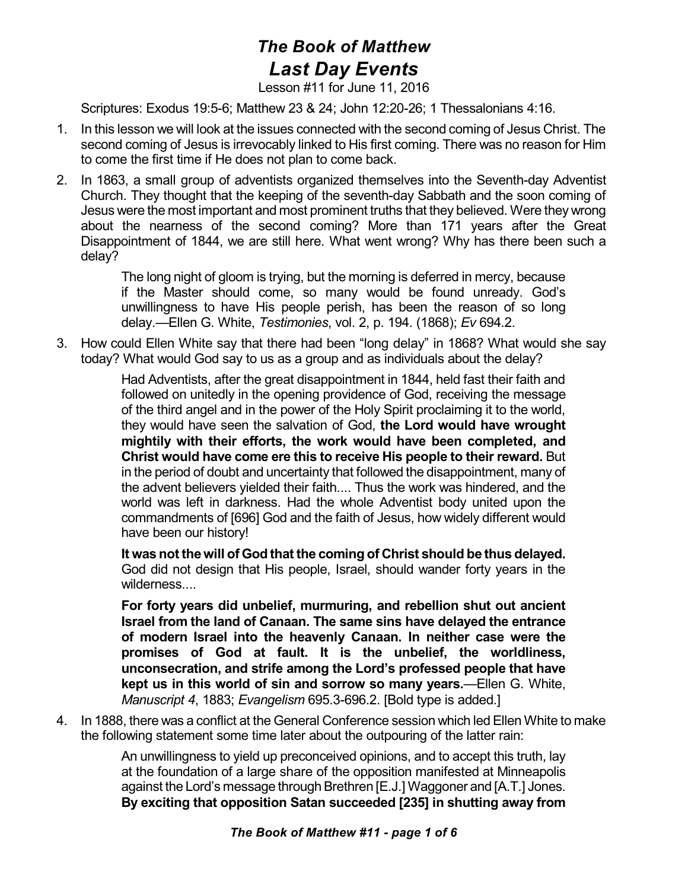# *The Book of Matthew*
# *Last Day Events*

Lesson #11 for June 11, 2016

Scriptures: Exodus 19:5-6; Matthew 23 & 24; John 12:20-26; 1 Thessalonians 4:16.

1. In this lesson we will look at the issues connected with the second coming of Jesus Christ. The second coming of Jesus is irrevocably linked to His first coming. There was no reason for Him to come the first time if He does not plan to come back.

2. In 1863, a small group of adventists organized themselves into the Seventh-day Adventist Church. They thought that the keeping of the seventh-day Sabbath and the soon coming of Jesus were the most important and most prominent truths that they believed. Were they wrong about the nearness of the second coming? More than 171 years after the Great Disappointment of 1844, we are still here. What went wrong? Why has there been such a delay?

> The long night of gloom is trying, but the morning is deferred in mercy, because if the Master should come, so many would be found unready. God's unwillingness to have His people perish, has been the reason of so long delay.—Ellen G. White, *Testimonies*, vol. 2, p. 194. (1868); *Ev* 694.2.

3. How could Ellen White say that there had been "long delay" in 1868? What would she say today? What would God say to us as a group and as individuals about the delay?

> Had Adventists, after the great disappointment in 1844, held fast their faith and followed on unitedly in the opening providence of God, receiving the message of the third angel and in the power of the Holy Spirit proclaiming it to the world, they would have seen the salvation of God, **the Lord would have wrought mightily with their efforts, the work would have been completed, and Christ would have come ere this to receive His people to their reward.** But in the period of doubt and uncertainty that followed the disappointment, many of the advent believers yielded their faith.... Thus the work was hindered, and the world was left in darkness. Had the whole Adventist body united upon the commandments of [696] God and the faith of Jesus, how widely different would have been our history!
>
> **It was not the will of God that the coming of Christ should be thus delayed.** God did not design that His people, Israel, should wander forty years in the wilderness....
>
> **For forty years did unbelief, murmuring, and rebellion shut out ancient Israel from the land of Canaan. The same sins have delayed the entrance of modern Israel into the heavenly Canaan. In neither case were the promises of God at fault. It is the unbelief, the worldliness, unconsecration, and strife among the Lord's professed people that have kept us in this world of sin and sorrow so many years.**—Ellen G. White, *Manuscript 4*, 1883; *Evangelism* 695.3-696.2. [Bold type is added.]

4. In 1888, there was a conflict at the General Conference session which led Ellen White to make the following statement some time later about the outpouring of the latter rain:

> An unwillingness to yield up preconceived opinions, and to accept this truth, lay at the foundation of a large share of the opposition manifested at Minneapolis against the Lord's message through Brethren [E.J.] Waggoner and [A.T.] Jones. **By exciting that opposition Satan succeeded [235] in shutting away from**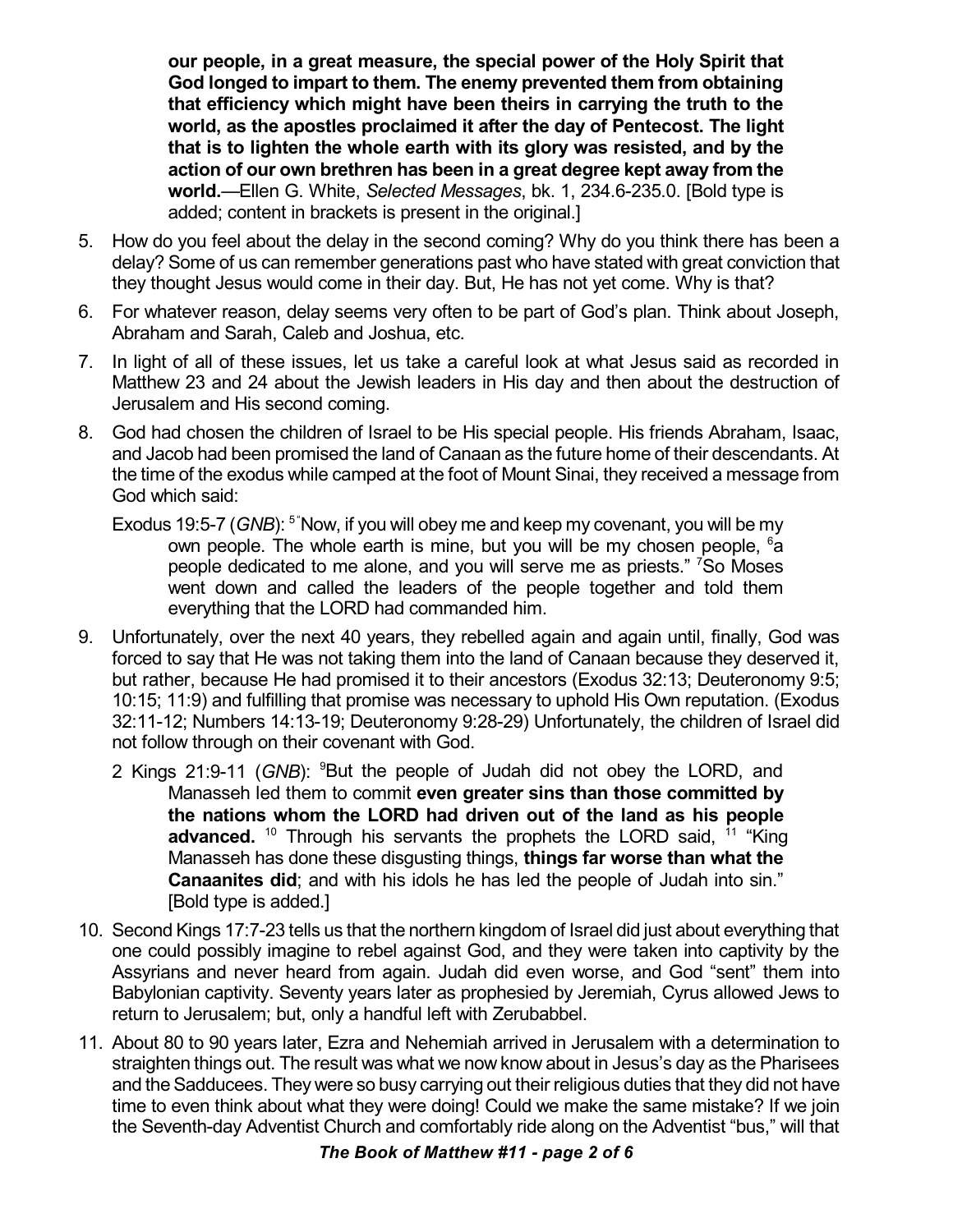**our people, in a great measure, the special power of the Holy Spirit that God longed to impart to them. The enemy prevented them from obtaining that efficiency which might have been theirs in carrying the truth to the world, as the apostles proclaimed it after the day of Pentecost. The light that is to lighten the whole earth with its glory was resisted, and by the action of our own brethren has been in a great degree kept away from the world.**—Ellen G. White, *Selected Messages*, bk. 1, 234.6-235.0. [Bold type is added; content in brackets is present in the original.]

5. How do you feel about the delay in the second coming? Why do you think there has been a delay? Some of us can remember generations past who have stated with great conviction that they thought Jesus would come in their day. But, He has not yet come. Why is that?

6. For whatever reason, delay seems very often to be part of God's plan. Think about Joseph, Abraham and Sarah, Caleb and Joshua, etc.

7. In light of all of these issues, let us take a careful look at what Jesus said as recorded in Matthew 23 and 24 about the Jewish leaders in His day and then about the destruction of Jerusalem and His second coming.

8. God had chosen the children of Israel to be His special people. His friends Abraham, Isaac, and Jacob had been promised the land of Canaan as the future home of their descendants. At the time of the exodus while camped at the foot of Mount Sinai, they received a message from God which said:

   Exodus 19:5-7 (*GNB*): [5] "Now, if you will obey me and keep my covenant, you will be my own people. The whole earth is mine, but you will be my chosen people, [6] a people dedicated to me alone, and you will serve me as priests." [7] So Moses went down and called the leaders of the people together and told them everything that the LORD had commanded him.

9. Unfortunately, over the next 40 years, they rebelled again and again until, finally, God was forced to say that He was not taking them into the land of Canaan because they deserved it, but rather, because He had promised it to their ancestors (Exodus 32:13; Deuteronomy 9:5; 10:15; 11:9) and fulfilling that promise was necessary to uphold His Own reputation. (Exodus 32:11-12; Numbers 14:13-19; Deuteronomy 9:28-29) Unfortunately, the children of Israel did not follow through on their covenant with God.

   2 Kings 21:9-11 (*GNB*): [9] But the people of Judah did not obey the LORD, and Manasseh led them to commit **even greater sins than those committed by the nations whom the LORD had driven out of the land as his people advanced.** [10] Through his servants the prophets the LORD said, [11] "King Manasseh has done these disgusting things, **things far worse than what the Canaanites did**; and with his idols he has led the people of Judah into sin." [Bold type is added.]

10. Second Kings 17:7-23 tells us that the northern kingdom of Israel did just about everything that one could possibly imagine to rebel against God, and they were taken into captivity by the Assyrians and never heard from again. Judah did even worse, and God "sent" them into Babylonian captivity. Seventy years later as prophesied by Jeremiah, Cyrus allowed Jews to return to Jerusalem; but, only a handful left with Zerubabbel.

11. About 80 to 90 years later, Ezra and Nehemiah arrived in Jerusalem with a determination to straighten things out. The result was what we now know about in Jesus's day as the Pharisees and the Sadducees. They were so busy carrying out their religious duties that they did not have time to even think about what they were doing! Could we make the same mistake? If we join the Seventh-day Adventist Church and comfortably ride along on the Adventist "bus," will that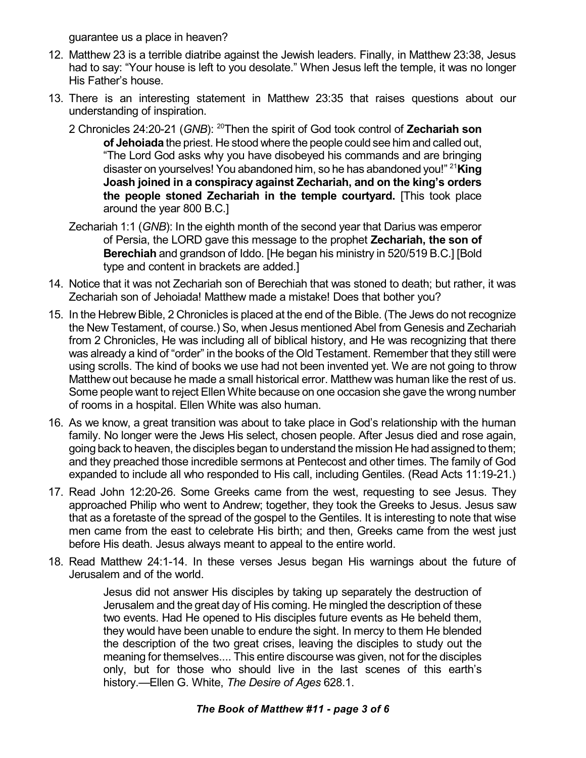guarantee us a place in heaven?

12. Matthew 23 is a terrible diatribe against the Jewish leaders. Finally, in Matthew 23:38, Jesus had to say: "Your house is left to you desolate." When Jesus left the temple, it was no longer His Father's house.

13. There is an interesting statement in Matthew 23:35 that raises questions about our understanding of inspiration.

    2 Chronicles 24:20-21 (*GNB*): [20]Then the spirit of God took control of **Zechariah son of Jehoiada** the priest. He stood where the people could see him and called out, "The Lord God asks why you have disobeyed his commands and are bringing disaster on yourselves! You abandoned him, so he has abandoned you!" [21]**King Joash joined in a conspiracy against Zechariah, and on the king's orders the people stoned Zechariah in the temple courtyard.** [This took place around the year 800 B.C.]

    Zechariah 1:1 (*GNB*): In the eighth month of the second year that Darius was emperor of Persia, the LORD gave this message to the prophet **Zechariah, the son of Berechiah** and grandson of Iddo. [He began his ministry in 520/519 B.C.] [Bold type and content in brackets are added.]

14. Notice that it was not Zechariah son of Berechiah that was stoned to death; but rather, it was Zechariah son of Jehoiada! Matthew made a mistake! Does that bother you?

15. In the Hebrew Bible, 2 Chronicles is placed at the end of the Bible. (The Jews do not recognize the New Testament, of course.) So, when Jesus mentioned Abel from Genesis and Zechariah from 2 Chronicles, He was including all of biblical history, and He was recognizing that there was already a kind of "order" in the books of the Old Testament. Remember that they still were using scrolls. The kind of books we use had not been invented yet. We are not going to throw Matthew out because he made a small historical error. Matthew was human like the rest of us. Some people want to reject Ellen White because on one occasion she gave the wrong number of rooms in a hospital. Ellen White was also human.

16. As we know, a great transition was about to take place in God's relationship with the human family. No longer were the Jews His select, chosen people. After Jesus died and rose again, going back to heaven, the disciples began to understand the mission He had assigned to them; and they preached those incredible sermons at Pentecost and other times. The family of God expanded to include all who responded to His call, including Gentiles. (Read Acts 11:19-21.)

17. Read John 12:20-26. Some Greeks came from the west, requesting to see Jesus. They approached Philip who went to Andrew; together, they took the Greeks to Jesus. Jesus saw that as a foretaste of the spread of the gospel to the Gentiles. It is interesting to note that wise men came from the east to celebrate His birth; and then, Greeks came from the west just before His death. Jesus always meant to appeal to the entire world.

18. Read Matthew 24:1-14. In these verses Jesus began His warnings about the future of Jerusalem and of the world.

    > Jesus did not answer His disciples by taking up separately the destruction of Jerusalem and the great day of His coming. He mingled the description of these two events. Had He opened to His disciples future events as He beheld them, they would have been unable to endure the sight. In mercy to them He blended the description of the two great crises, leaving the disciples to study out the meaning for themselves.... This entire discourse was given, not for the disciples only, but for those who should live in the last scenes of this earth's history.—Ellen G. White, *The Desire of Ages* 628.1.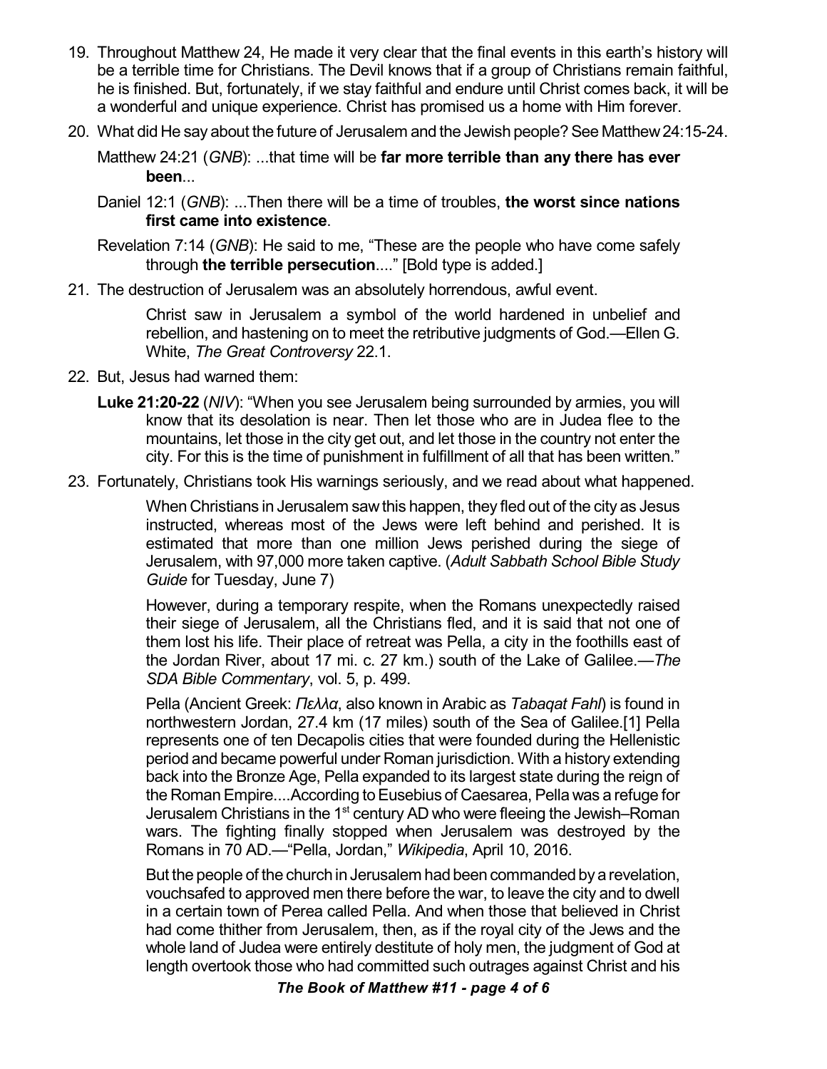19. Throughout Matthew 24, He made it very clear that the final events in this earth's history will be a terrible time for Christians. The Devil knows that if a group of Christians remain faithful, he is finished. But, fortunately, if we stay faithful and endure until Christ comes back, it will be a wonderful and unique experience. Christ has promised us a home with Him forever.

20. What did He say about the future of Jerusalem and the Jewish people? See Matthew 24:15-24.

    Matthew 24:21 (*GNB*): ...that time will be **far more terrible than any there has ever been**...

    Daniel 12:1 (*GNB*): ...Then there will be a time of troubles, **the worst since nations first came into existence**.

    Revelation 7:14 (*GNB*): He said to me, "These are the people who have come safely through **the terrible persecution**...." [Bold type is added.]

21. The destruction of Jerusalem was an absolutely horrendous, awful event.

    > Christ saw in Jerusalem a symbol of the world hardened in unbelief and rebellion, and hastening on to meet the retributive judgments of God.—Ellen G. White, *The Great Controversy* 22.1.

22. But, Jesus had warned them:

    **Luke 21:20-22** (*NIV*): "When you see Jerusalem being surrounded by armies, you will know that its desolation is near. Then let those who are in Judea flee to the mountains, let those in the city get out, and let those in the country not enter the city. For this is the time of punishment in fulfillment of all that has been written."

23. Fortunately, Christians took His warnings seriously, and we read about what happened.

    > When Christians in Jerusalem saw this happen, they fled out of the city as Jesus instructed, whereas most of the Jews were left behind and perished. It is estimated that more than one million Jews perished during the siege of Jerusalem, with 97,000 more taken captive. (*Adult Sabbath School Bible Study Guide* for Tuesday, June 7)

    > However, during a temporary respite, when the Romans unexpectedly raised their siege of Jerusalem, all the Christians fled, and it is said that not one of them lost his life. Their place of retreat was Pella, a city in the foothills east of the Jordan River, about 17 mi. c. 27 km.) south of the Lake of Galilee.—*The SDA Bible Commentary*, vol. 5, p. 499.

    > Pella (Ancient Greek: *Πελλα*, also known in Arabic as *Tabaqat Fahl*) is found in northwestern Jordan, 27.4 km (17 miles) south of the Sea of Galilee.[1] Pella represents one of ten Decapolis cities that were founded during the Hellenistic period and became powerful under Roman jurisdiction. With a history extending back into the Bronze Age, Pella expanded to its largest state during the reign of the Roman Empire....According to Eusebius of Caesarea, Pella was a refuge for Jerusalem Christians in the 1st century AD who were fleeing the Jewish–Roman wars. The fighting finally stopped when Jerusalem was destroyed by the Romans in 70 AD.—"Pella, Jordan," *Wikipedia*, April 10, 2016.

    > But the people of the church in Jerusalem had been commanded by a revelation, vouchsafed to approved men there before the war, to leave the city and to dwell in a certain town of Perea called Pella. And when those that believed in Christ had come thither from Jerusalem, then, as if the royal city of the Jews and the whole land of Judea were entirely destitute of holy men, the judgment of God at length overtook those who had committed such outrages against Christ and his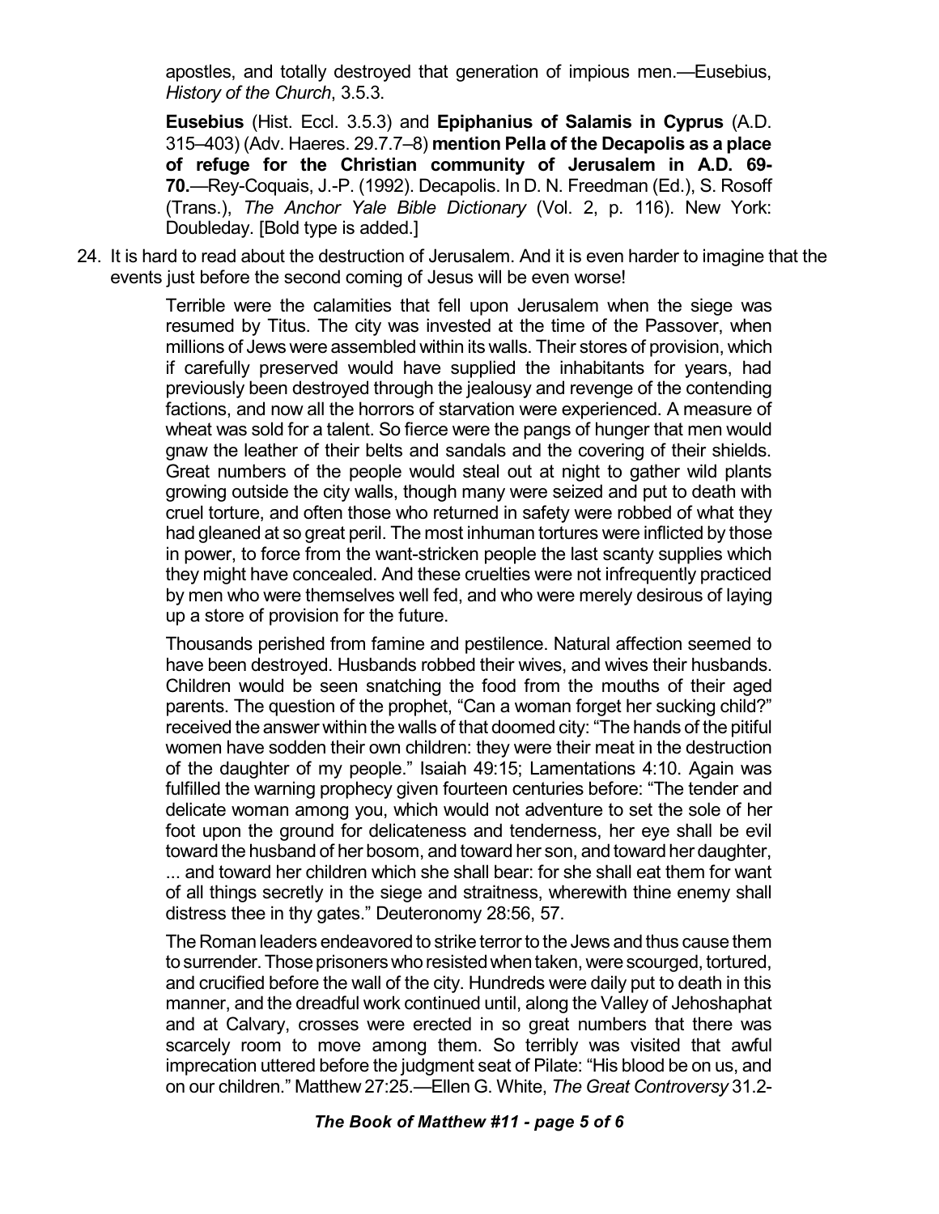> apostles, and totally destroyed that generation of impious men.—Eusebius, *History of the Church*, 3.5.3.
>
> **Eusebius** (Hist. Eccl. 3.5.3) and **Epiphanius of Salamis in Cyprus** (A.D. 315–403) (Adv. Haeres. 29.7.7–8) **mention Pella of the Decapolis as a place of refuge for the Christian community of Jerusalem in A.D. 69-70.**—Rey-Coquais, J.-P. (1992). Decapolis. In D. N. Freedman (Ed.), S. Rosoff (Trans.), *The Anchor Yale Bible Dictionary* (Vol. 2, p. 116). New York: Doubleday. [Bold type is added.]

24. It is hard to read about the destruction of Jerusalem. And it is even harder to imagine that the events just before the second coming of Jesus will be even worse!

> Terrible were the calamities that fell upon Jerusalem when the siege was resumed by Titus. The city was invested at the time of the Passover, when millions of Jews were assembled within its walls. Their stores of provision, which if carefully preserved would have supplied the inhabitants for years, had previously been destroyed through the jealousy and revenge of the contending factions, and now all the horrors of starvation were experienced. A measure of wheat was sold for a talent. So fierce were the pangs of hunger that men would gnaw the leather of their belts and sandals and the covering of their shields. Great numbers of the people would steal out at night to gather wild plants growing outside the city walls, though many were seized and put to death with cruel torture, and often those who returned in safety were robbed of what they had gleaned at so great peril. The most inhuman tortures were inflicted by those in power, to force from the want-stricken people the last scanty supplies which they might have concealed. And these cruelties were not infrequently practiced by men who were themselves well fed, and who were merely desirous of laying up a store of provision for the future.
>
> Thousands perished from famine and pestilence. Natural affection seemed to have been destroyed. Husbands robbed their wives, and wives their husbands. Children would be seen snatching the food from the mouths of their aged parents. The question of the prophet, "Can a woman forget her sucking child?" received the answer within the walls of that doomed city: "The hands of the pitiful women have sodden their own children: they were their meat in the destruction of the daughter of my people." Isaiah 49:15; Lamentations 4:10. Again was fulfilled the warning prophecy given fourteen centuries before: "The tender and delicate woman among you, which would not adventure to set the sole of her foot upon the ground for delicateness and tenderness, her eye shall be evil toward the husband of her bosom, and toward her son, and toward her daughter, ... and toward her children which she shall bear: for she shall eat them for want of all things secretly in the siege and straitness, wherewith thine enemy shall distress thee in thy gates." Deuteronomy 28:56, 57.
>
> The Roman leaders endeavored to strike terror to the Jews and thus cause them to surrender. Those prisoners who resisted when taken, were scourged, tortured, and crucified before the wall of the city. Hundreds were daily put to death in this manner, and the dreadful work continued until, along the Valley of Jehoshaphat and at Calvary, crosses were erected in so great numbers that there was scarcely room to move among them. So terribly was visited that awful imprecation uttered before the judgment seat of Pilate: "His blood be on us, and on our children." Matthew 27:25.—Ellen G. White, *The Great Controversy* 31.2-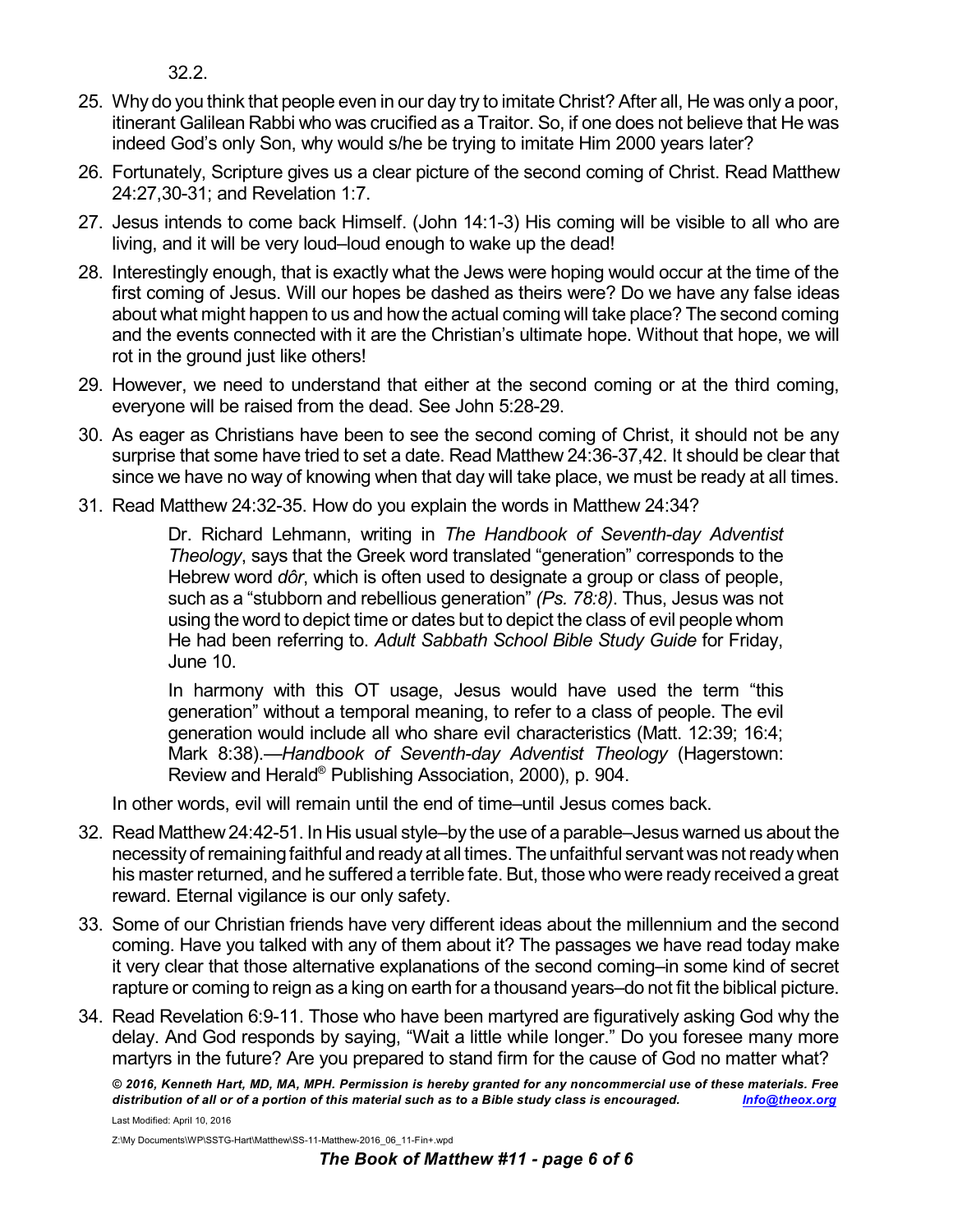32.2.

25. Why do you think that people even in our day try to imitate Christ? After all, He was only a poor, itinerant Galilean Rabbi who was crucified as a Traitor. So, if one does not believe that He was indeed God's only Son, why would s/he be trying to imitate Him 2000 years later?
26. Fortunately, Scripture gives us a clear picture of the second coming of Christ. Read Matthew 24:27,30-31; and Revelation 1:7.
27. Jesus intends to come back Himself. (John 14:1-3) His coming will be visible to all who are living, and it will be very loud–loud enough to wake up the dead!
28. Interestingly enough, that is exactly what the Jews were hoping would occur at the time of the first coming of Jesus. Will our hopes be dashed as theirs were? Do we have any false ideas about what might happen to us and how the actual coming will take place? The second coming and the events connected with it are the Christian's ultimate hope. Without that hope, we will rot in the ground just like others!
29. However, we need to understand that either at the second coming or at the third coming, everyone will be raised from the dead. See John 5:28-29.
30. As eager as Christians have been to see the second coming of Christ, it should not be any surprise that some have tried to set a date. Read Matthew 24:36-37,42. It should be clear that since we have no way of knowing when that day will take place, we must be ready at all times.
31. Read Matthew 24:32-35. How do you explain the words in Matthew 24:34?

    > Dr. Richard Lehmann, writing in *The Handbook of Seventh-day Adventist Theology*, says that the Greek word translated "generation" corresponds to the Hebrew word *dôr*, which is often used to designate a group or class of people, such as a "stubborn and rebellious generation" *(Ps. 78:8)*. Thus, Jesus was not using the word to depict time or dates but to depict the class of evil people whom He had been referring to. *Adult Sabbath School Bible Study Guide* for Friday, June 10.
    >
    > In harmony with this OT usage, Jesus would have used the term "this generation" without a temporal meaning, to refer to a class of people. The evil generation would include all who share evil characteristics (Matt. 12:39; 16:4; Mark 8:38).—*Handbook of Seventh-day Adventist Theology* (Hagerstown: Review and Herald® Publishing Association, 2000), p. 904.

    In other words, evil will remain until the end of time–until Jesus comes back.
32. Read Matthew 24:42-51. In His usual style–by the use of a parable–Jesus warned us about the necessity of remaining faithful and ready at all times. The unfaithful servant was not ready when his master returned, and he suffered a terrible fate. But, those who were ready received a great reward. Eternal vigilance is our only safety.
33. Some of our Christian friends have very different ideas about the millennium and the second coming. Have you talked with any of them about it? The passages we have read today make it very clear that those alternative explanations of the second coming–in some kind of secret rapture or coming to reign as a king on earth for a thousand years–do not fit the biblical picture.
34. Read Revelation 6:9-11. Those who have been martyred are figuratively asking God why the delay. And God responds by saying, "Wait a little while longer." Do you foresee many more martyrs in the future? Are you prepared to stand firm for the cause of God no matter what?

***© 2016, Kenneth Hart, MD, MA, MPH. Permission is hereby granted for any noncommercial use of these materials. Free distribution of all or of a portion of this material such as to a Bible study class is encouraged. Info@theox.org***

Last Modified: April 10, 2016

Z:\My Documents\WP\SSTG-Hart\Matthew\SS-11-Matthew-2016_06_11-Fin+.wpd